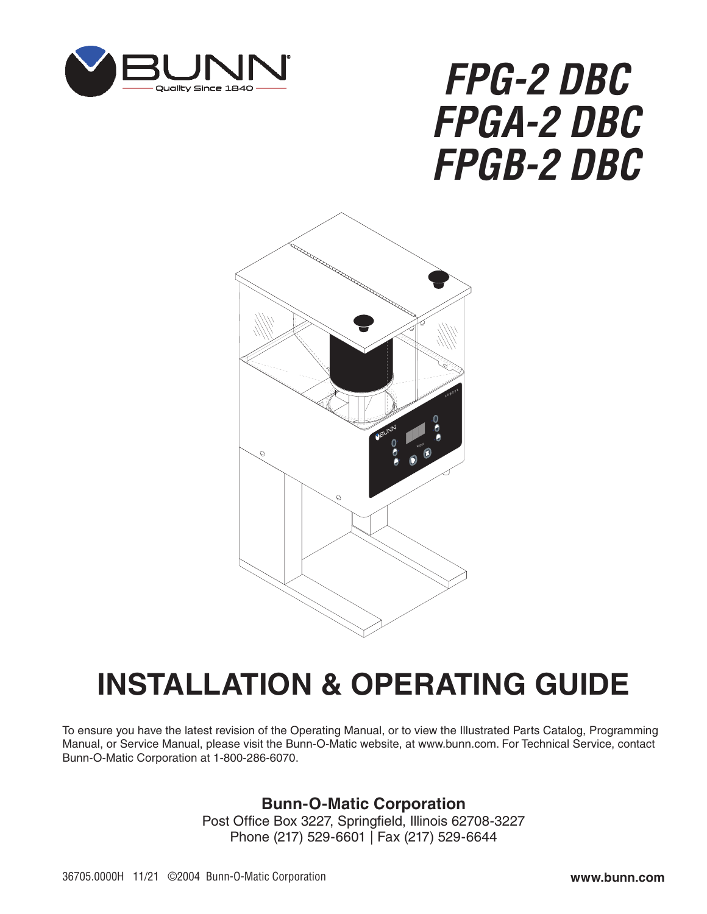BUNN
Quality Since 1840

# FPG-2 DBC
# FPGA-2 DBC
# FPGB-2 DBC

# INSTALLATION & OPERATING GUIDE

To ensure you have the latest revision of the Operating Manual, or to view the Illustrated Parts Catalog, Programming Manual, or Service Manual, please visit the Bunn-O-Matic website, at www.bunn.com. For Technical Service, contact Bunn-O-Matic Corporation at 1-800-286-6070.

**Bunn-O-Matic Corporation**
Post Office Box 3227, Springfield, Illinois 62708-3227
Phone (217) 529-6601 | Fax (217) 529-6644

36705.0000H 11/21 ©2004 Bunn-O-Matic Corporation

**www.bunn.com**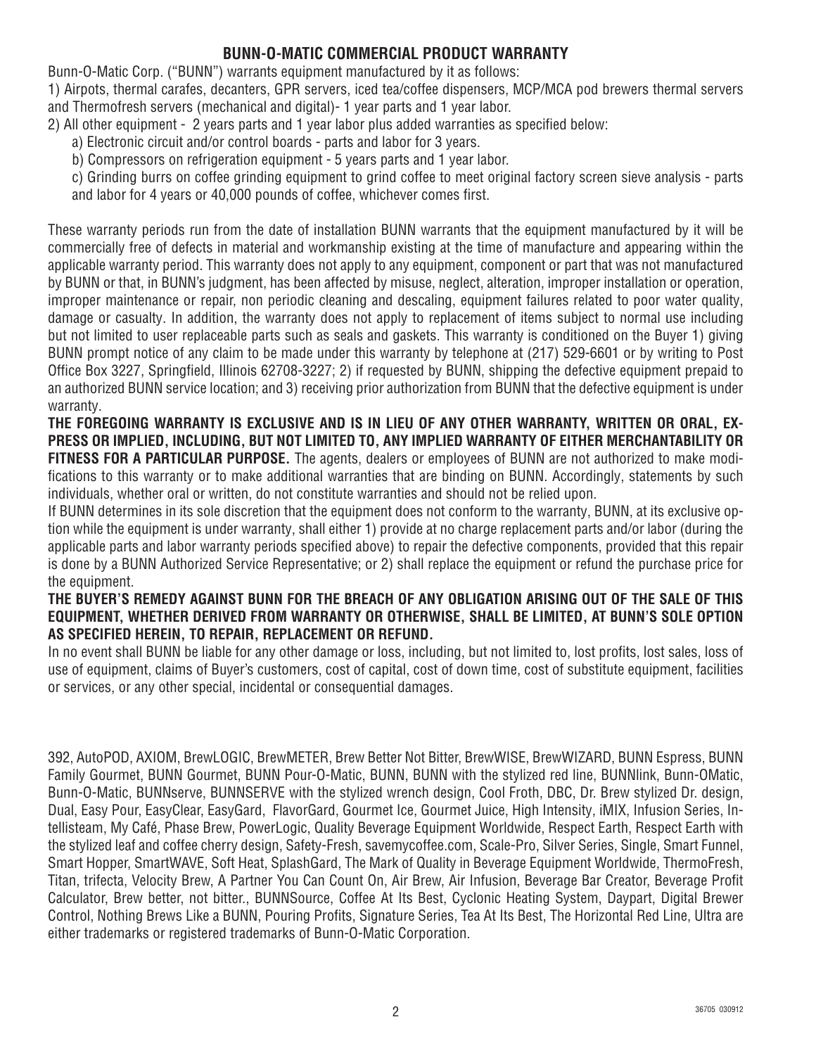## BUNN-O-MATIC COMMERCIAL PRODUCT WARRANTY

Bunn-O-Matic Corp. ("BUNN") warrants equipment manufactured by it as follows:

1) Airpots, thermal carafes, decanters, GPR servers, iced tea/coffee dispensers, MCP/MCA pod brewers thermal servers and Thermofresh servers (mechanical and digital)- 1 year parts and 1 year labor.

2) All other equipment - 2 years parts and 1 year labor plus added warranties as specified below:

   a) Electronic circuit and/or control boards - parts and labor for 3 years.

   b) Compressors on refrigeration equipment - 5 years parts and 1 year labor.

   c) Grinding burrs on coffee grinding equipment to grind coffee to meet original factory screen sieve analysis - parts and labor for 4 years or 40,000 pounds of coffee, whichever comes first.

These warranty periods run from the date of installation BUNN warrants that the equipment manufactured by it will be commercially free of defects in material and workmanship existing at the time of manufacture and appearing within the applicable warranty period. This warranty does not apply to any equipment, component or part that was not manufactured by BUNN or that, in BUNN's judgment, has been affected by misuse, neglect, alteration, improper installation or operation, improper maintenance or repair, non periodic cleaning and descaling, equipment failures related to poor water quality, damage or casualty. In addition, the warranty does not apply to replacement of items subject to normal use including but not limited to user replaceable parts such as seals and gaskets. This warranty is conditioned on the Buyer 1) giving BUNN prompt notice of any claim to be made under this warranty by telephone at (217) 529-6601 or by writing to Post Office Box 3227, Springfield, Illinois 62708-3227; 2) if requested by BUNN, shipping the defective equipment prepaid to an authorized BUNN service location; and 3) receiving prior authorization from BUNN that the defective equipment is under warranty.

**THE FOREGOING WARRANTY IS EXCLUSIVE AND IS IN LIEU OF ANY OTHER WARRANTY, WRITTEN OR ORAL, EXPRESS OR IMPLIED, INCLUDING, BUT NOT LIMITED TO, ANY IMPLIED WARRANTY OF EITHER MERCHANTABILITY OR FITNESS FOR A PARTICULAR PURPOSE.** The agents, dealers or employees of BUNN are not authorized to make modifications to this warranty or to make additional warranties that are binding on BUNN. Accordingly, statements by such individuals, whether oral or written, do not constitute warranties and should not be relied upon.

If BUNN determines in its sole discretion that the equipment does not conform to the warranty, BUNN, at its exclusive option while the equipment is under warranty, shall either 1) provide at no charge replacement parts and/or labor (during the applicable parts and labor warranty periods specified above) to repair the defective components, provided that this repair is done by a BUNN Authorized Service Representative; or 2) shall replace the equipment or refund the purchase price for the equipment.

**THE BUYER'S REMEDY AGAINST BUNN FOR THE BREACH OF ANY OBLIGATION ARISING OUT OF THE SALE OF THIS EQUIPMENT, WHETHER DERIVED FROM WARRANTY OR OTHERWISE, SHALL BE LIMITED, AT BUNN'S SOLE OPTION AS SPECIFIED HEREIN, TO REPAIR, REPLACEMENT OR REFUND.**

In no event shall BUNN be liable for any other damage or loss, including, but not limited to, lost profits, lost sales, loss of use of equipment, claims of Buyer's customers, cost of capital, cost of down time, cost of substitute equipment, facilities or services, or any other special, incidental or consequential damages.

392, AutoPOD, AXIOM, BrewLOGIC, BrewMETER, Brew Better Not Bitter, BrewWISE, BrewWIZARD, BUNN Espress, BUNN Family Gourmet, BUNN Gourmet, BUNN Pour-O-Matic, BUNN, BUNN with the stylized red line, BUNNlink, Bunn-OMatic, Bunn-O-Matic, BUNNserve, BUNNSERVE with the stylized wrench design, Cool Froth, DBC, Dr. Brew stylized Dr. design, Dual, Easy Pour, EasyClear, EasyGard, FlavorGard, Gourmet Ice, Gourmet Juice, High Intensity, iMIX, Infusion Series, Intellisteam, My Café, Phase Brew, PowerLogic, Quality Beverage Equipment Worldwide, Respect Earth, Respect Earth with the stylized leaf and coffee cherry design, Safety-Fresh, savemycoffee.com, Scale-Pro, Silver Series, Single, Smart Funnel, Smart Hopper, SmartWAVE, Soft Heat, SplashGard, The Mark of Quality in Beverage Equipment Worldwide, ThermoFresh, Titan, trifecta, Velocity Brew, A Partner You Can Count On, Air Brew, Air Infusion, Beverage Bar Creator, Beverage Profit Calculator, Brew better, not bitter., BUNNSource, Coffee At Its Best, Cyclonic Heating System, Daypart, Digital Brewer Control, Nothing Brews Like a BUNN, Pouring Profits, Signature Series, Tea At Its Best, The Horizontal Red Line, Ultra are either trademarks or registered trademarks of Bunn-O-Matic Corporation.

36705 030912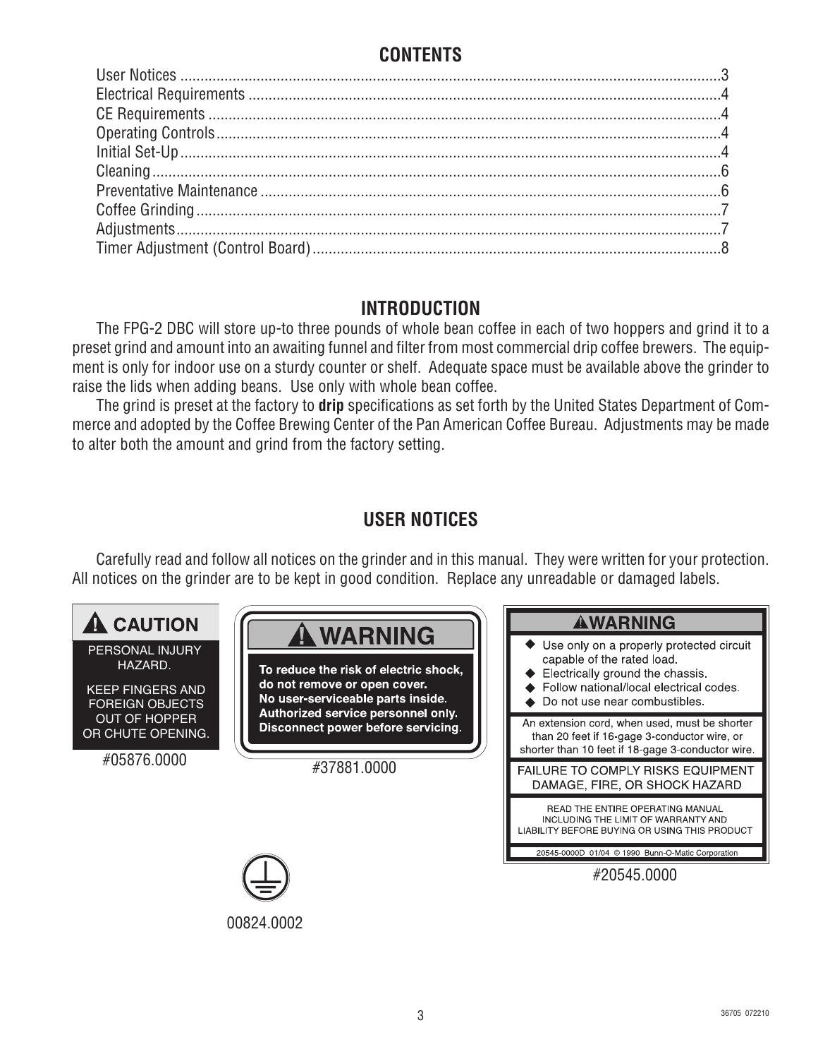## CONTENTS

| | |
|---|---|
| User Notices | 3 |
| Electrical Requirements | 4 |
| CE Requirements | 4 |
| Operating Controls | 4 |
| Initial Set-Up | 4 |
| Cleaning | 6 |
| Preventative Maintenance | 6 |
| Coffee Grinding | 7 |
| Adjustments | 7 |
| Timer Adjustment (Control Board) | 8 |

## INTRODUCTION

The FPG-2 DBC will store up-to three pounds of whole bean coffee in each of two hoppers and grind it to a preset grind and amount into an awaiting funnel and filter from most commercial drip coffee brewers. The equipment is only for indoor use on a sturdy counter or shelf. Adequate space must be available above the grinder to raise the lids when adding beans. Use only with whole bean coffee.

The grind is preset at the factory to **drip** specifications as set forth by the United States Department of Commerce and adopted by the Coffee Brewing Center of the Pan American Coffee Bureau. Adjustments may be made to alter both the amount and grind from the factory setting.

## USER NOTICES

Carefully read and follow all notices on the grinder and in this manual. They were written for your protection. All notices on the grinder are to be kept in good condition. Replace any unreadable or damaged labels.

**⚠ CAUTION**

PERSONAL INJURY HAZARD.

KEEP FINGERS AND FOREIGN OBJECTS OUT OF HOPPER OR CHUTE OPENING.

#05876.0000

**⚠ WARNING**

**To reduce the risk of electric shock, do not remove or open cover. No user-serviceable parts inside. Authorized service personnel only. Disconnect power before servicing.**

#37881.0000

**⚠WARNING**

- Use only on a properly protected circuit capable of the rated load.
- Electrically ground the chassis.
- Follow national/local electrical codes.
- Do not use near combustibles.

An extension cord, when used, must be shorter than 20 feet if 16-gage 3-conductor wire, or shorter than 10 feet if 18-gage 3-conductor wire.

FAILURE TO COMPLY RISKS EQUIPMENT DAMAGE, FIRE, OR SHOCK HAZARD

READ THE ENTIRE OPERATING MANUAL INCLUDING THE LIMIT OF WARRANTY AND LIABILITY BEFORE BUYING OR USING THIS PRODUCT

20545-0000D 01/04 © 1990 Bunn-O-Matic Corporation

#20545.0000

00824.0002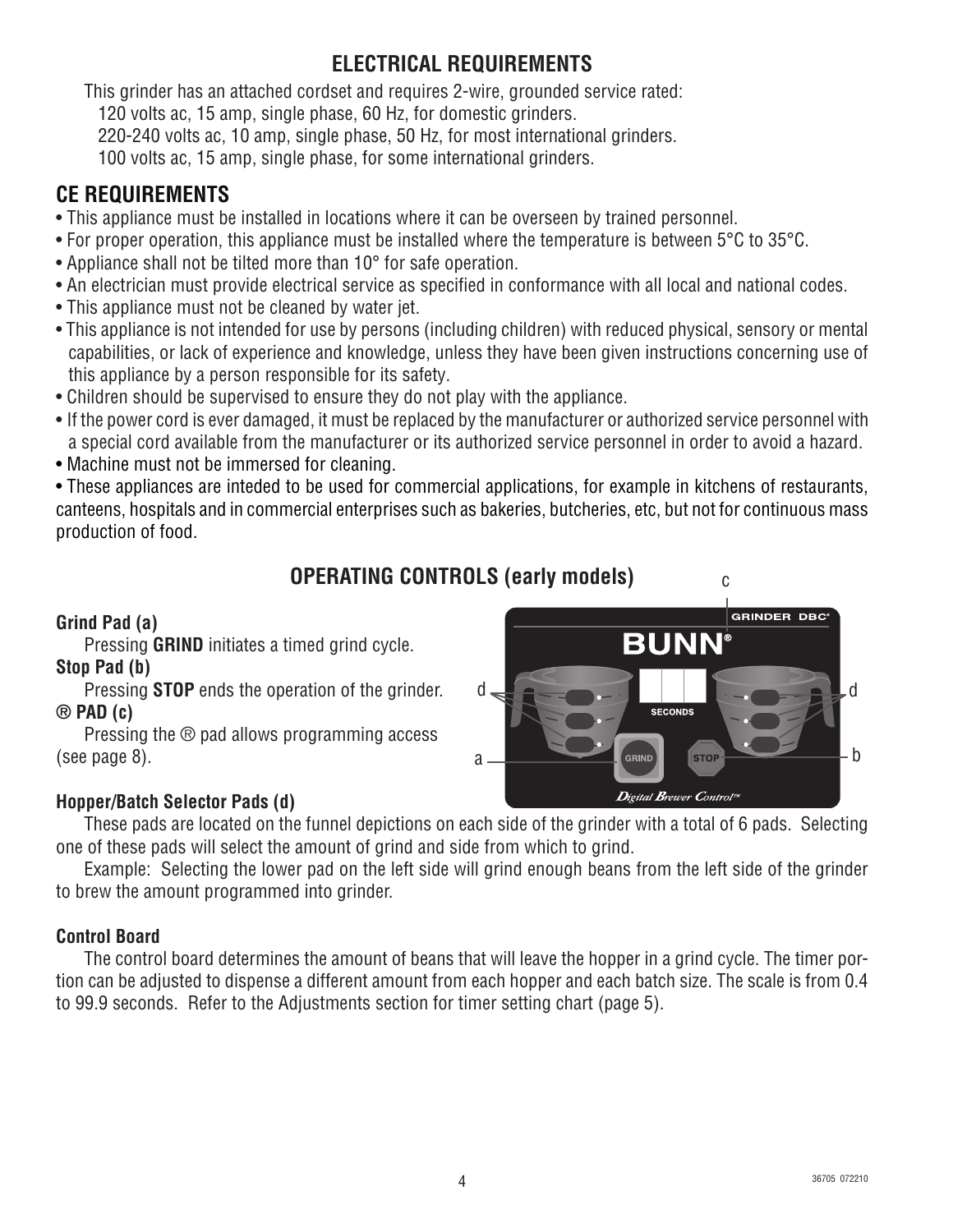## ELECTRICAL REQUIREMENTS

This grinder has an attached cordset and requires 2-wire, grounded service rated:

120 volts ac, 15 amp, single phase, 60 Hz, for domestic grinders.

220-240 volts ac, 10 amp, single phase, 50 Hz, for most international grinders.

100 volts ac, 15 amp, single phase, for some international grinders.

## CE REQUIREMENTS

- This appliance must be installed in locations where it can be overseen by trained personnel.
- For proper operation, this appliance must be installed where the temperature is between 5°C to 35°C.
- Appliance shall not be tilted more than 10° for safe operation.
- An electrician must provide electrical service as specified in conformance with all local and national codes.
- This appliance must not be cleaned by water jet.
- This appliance is not intended for use by persons (including children) with reduced physical, sensory or mental capabilities, or lack of experience and knowledge, unless they have been given instructions concerning use of this appliance by a person responsible for its safety.
- Children should be supervised to ensure they do not play with the appliance.
- If the power cord is ever damaged, it must be replaced by the manufacturer or authorized service personnel with a special cord available from the manufacturer or its authorized service personnel in order to avoid a hazard.
- Machine must not be immersed for cleaning.
- These appliances are inteded to be used for commercial applications, for example in kitchens of restaurants, canteens, hospitals and in commercial enterprises such as bakeries, butcheries, etc, but not for continuous mass production of food.

## OPERATING CONTROLS (early models)

**Grind Pad (a)**

Pressing **GRIND** initiates a timed grind cycle.

**Stop Pad (b)**

Pressing **STOP** ends the operation of the grinder.

**® PAD (c)**

Pressing the ® pad allows programming access (see page 8).

**Hopper/Batch Selector Pads (d)**

These pads are located on the funnel depictions on each side of the grinder with a total of 6 pads. Selecting one of these pads will select the amount of grind and side from which to grind.

Example: Selecting the lower pad on the left side will grind enough beans from the left side of the grinder to brew the amount programmed into grinder.

**Control Board**

The control board determines the amount of beans that will leave the hopper in a grind cycle. The timer portion can be adjusted to dispense a different amount from each hopper and each batch size. The scale is from 0.4 to 99.9 seconds. Refer to the Adjustments section for timer setting chart (page 5).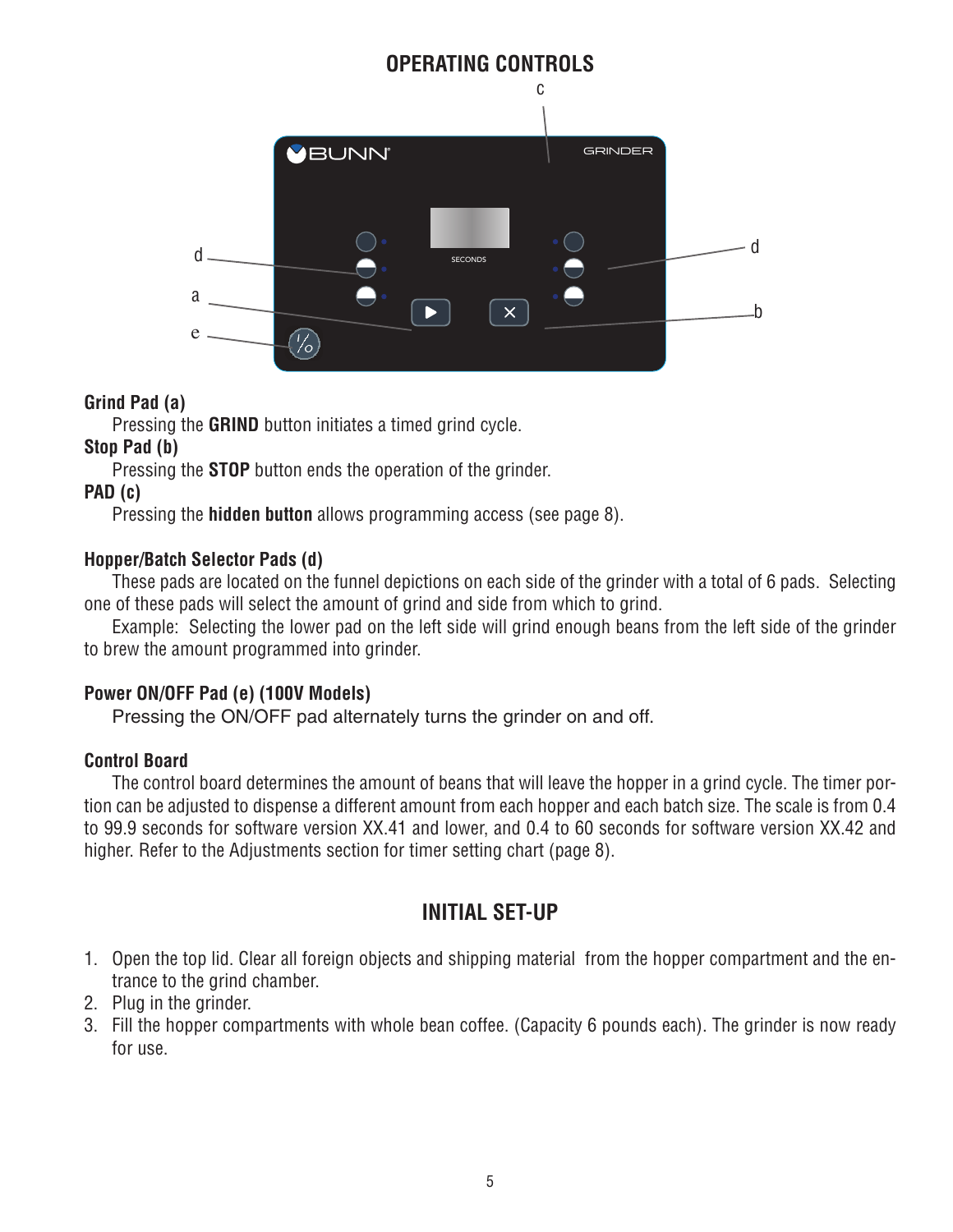## OPERATING CONTROLS

**Grind Pad (a)**

Pressing the **GRIND** button initiates a timed grind cycle.

**Stop Pad (b)**

Pressing the **STOP** button ends the operation of the grinder.

**PAD (c)**

Pressing the **hidden button** allows programming access (see page 8).

**Hopper/Batch Selector Pads (d)**

These pads are located on the funnel depictions on each side of the grinder with a total of 6 pads. Selecting one of these pads will select the amount of grind and side from which to grind.

Example: Selecting the lower pad on the left side will grind enough beans from the left side of the grinder to brew the amount programmed into grinder.

**Power ON/OFF Pad (e) (100V Models)**

Pressing the ON/OFF pad alternately turns the grinder on and off.

**Control Board**

The control board determines the amount of beans that will leave the hopper in a grind cycle. The timer portion can be adjusted to dispense a different amount from each hopper and each batch size. The scale is from 0.4 to 99.9 seconds for software version XX.41 and lower, and 0.4 to 60 seconds for software version XX.42 and higher. Refer to the Adjustments section for timer setting chart (page 8).

## INITIAL SET-UP

1. Open the top lid. Clear all foreign objects and shipping material from the hopper compartment and the entrance to the grind chamber.
2. Plug in the grinder.
3. Fill the hopper compartments with whole bean coffee. (Capacity 6 pounds each). The grinder is now ready for use.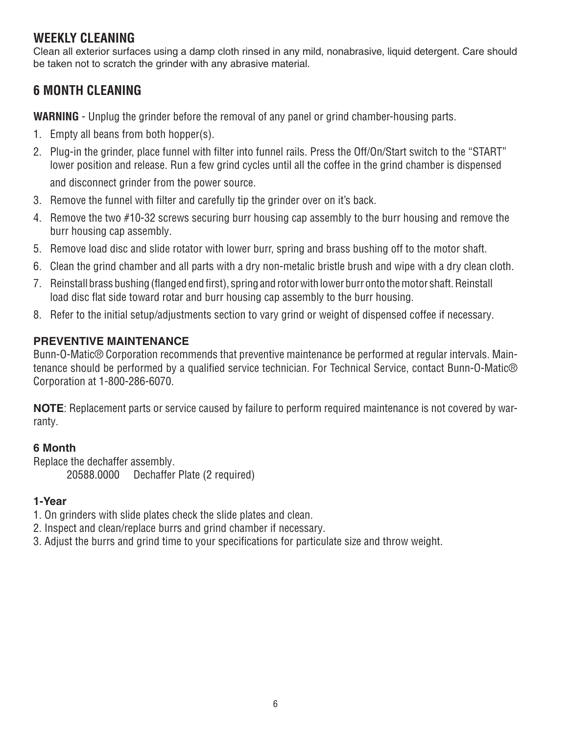## WEEKLY CLEANING

Clean all exterior surfaces using a damp cloth rinsed in any mild, nonabrasive, liquid detergent. Care should be taken not to scratch the grinder with any abrasive material.

## 6 MONTH CLEANING

**WARNING** - Unplug the grinder before the removal of any panel or grind chamber-housing parts.

1. Empty all beans from both hopper(s).
2. Plug-in the grinder, place funnel with filter into funnel rails. Press the Off/On/Start switch to the "START" lower position and release. Run a few grind cycles until all the coffee in the grind chamber is dispensed and disconnect grinder from the power source.
3. Remove the funnel with filter and carefully tip the grinder over on it's back.
4. Remove the two #10-32 screws securing burr housing cap assembly to the burr housing and remove the burr housing cap assembly.
5. Remove load disc and slide rotator with lower burr, spring and brass bushing off to the motor shaft.
6. Clean the grind chamber and all parts with a dry non-metalic bristle brush and wipe with a dry clean cloth.
7. Reinstall brass bushing (flanged end first), spring and rotor with lower burr onto the motor shaft. Reinstall load disc flat side toward rotar and burr housing cap assembly to the burr housing.
8. Refer to the initial setup/adjustments section to vary grind or weight of dispensed coffee if necessary.

### PREVENTIVE MAINTENANCE

Bunn-O-Matic® Corporation recommends that preventive maintenance be performed at regular intervals. Maintenance should be performed by a qualified service technician. For Technical Service, contact Bunn-O-Matic® Corporation at 1-800-286-6070.

**NOTE**: Replacement parts or service caused by failure to perform required maintenance is not covered by warranty.

#### 6 Month

Replace the dechaffer assembly.

20588.0000 Dechaffer Plate (2 required)

#### 1-Year

1. On grinders with slide plates check the slide plates and clean.
2. Inspect and clean/replace burrs and grind chamber if necessary.
3. Adjust the burrs and grind time to your specifications for particulate size and throw weight.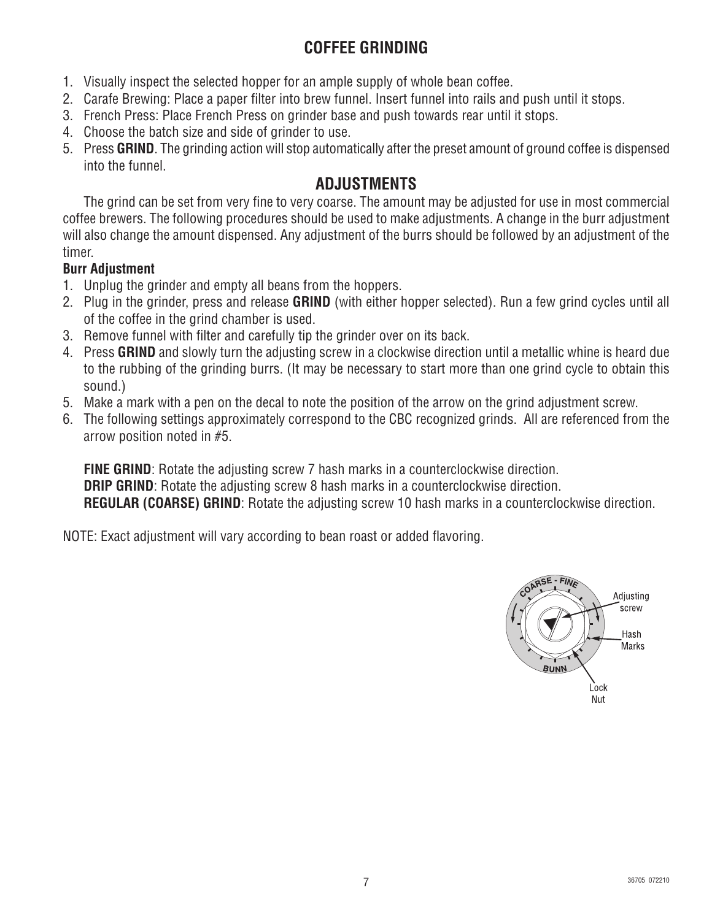## COFFEE GRINDING

1. Visually inspect the selected hopper for an ample supply of whole bean coffee.
2. Carafe Brewing: Place a paper filter into brew funnel. Insert funnel into rails and push until it stops.
3. French Press: Place French Press on grinder base and push towards rear until it stops.
4. Choose the batch size and side of grinder to use.
5. Press **GRIND**. The grinding action will stop automatically after the preset amount of ground coffee is dispensed into the funnel.

## ADJUSTMENTS

The grind can be set from very fine to very coarse. The amount may be adjusted for use in most commercial coffee brewers. The following procedures should be used to make adjustments. A change in the burr adjustment will also change the amount dispensed. Any adjustment of the burrs should be followed by an adjustment of the timer.

**Burr Adjustment**

1. Unplug the grinder and empty all beans from the hoppers.
2. Plug in the grinder, press and release **GRIND** (with either hopper selected). Run a few grind cycles until all of the coffee in the grind chamber is used.
3. Remove funnel with filter and carefully tip the grinder over on its back.
4. Press **GRIND** and slowly turn the adjusting screw in a clockwise direction until a metallic whine is heard due to the rubbing of the grinding burrs. (It may be necessary to start more than one grind cycle to obtain this sound.)
5. Make a mark with a pen on the decal to note the position of the arrow on the grind adjustment screw.
6. The following settings approximately correspond to the CBC recognized grinds. All are referenced from the arrow position noted in #5.

   **FINE GRIND**: Rotate the adjusting screw 7 hash marks in a counterclockwise direction.
   **DRIP GRIND**: Rotate the adjusting screw 8 hash marks in a counterclockwise direction.
   **REGULAR (COARSE) GRIND**: Rotate the adjusting screw 10 hash marks in a counterclockwise direction.

NOTE: Exact adjustment will vary according to bean roast or added flavoring.

COARSE - FINE
BUNN
Adjusting screw
Hash Marks
Lock Nut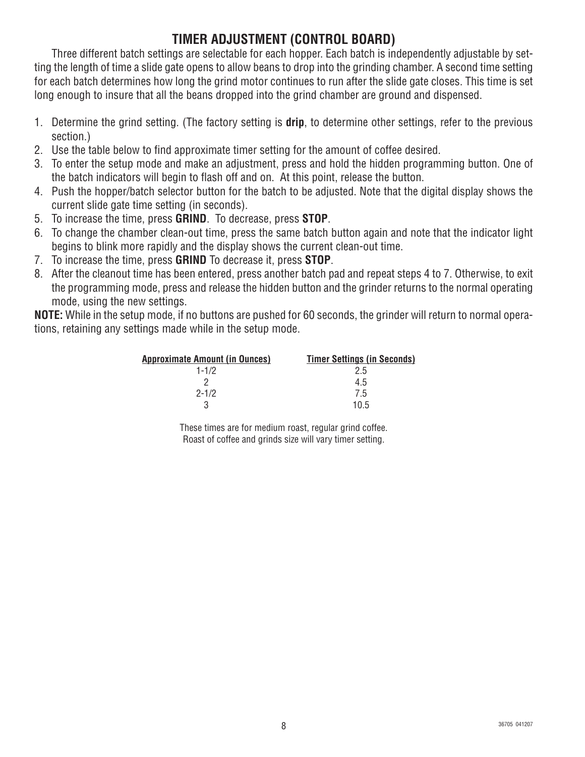# TIMER ADJUSTMENT (CONTROL BOARD)

Three different batch settings are selectable for each hopper. Each batch is independently adjustable by setting the length of time a slide gate opens to allow beans to drop into the grinding chamber. A second time setting for each batch determines how long the grind motor continues to run after the slide gate closes. This time is set long enough to insure that all the beans dropped into the grind chamber are ground and dispensed.

1. Determine the grind setting. (The factory setting is **drip**, to determine other settings, refer to the previous section.)
2. Use the table below to find approximate timer setting for the amount of coffee desired.
3. To enter the setup mode and make an adjustment, press and hold the hidden programming button. One of the batch indicators will begin to flash off and on. At this point, release the button.
4. Push the hopper/batch selector button for the batch to be adjusted. Note that the digital display shows the current slide gate time setting (in seconds).
5. To increase the time, press **GRIND**. To decrease, press **STOP**.
6. To change the chamber clean-out time, press the same batch button again and note that the indicator light begins to blink more rapidly and the display shows the current clean-out time.
7. To increase the time, press **GRIND** To decrease it, press **STOP**.
8. After the cleanout time has been entered, press another batch pad and repeat steps 4 to 7. Otherwise, to exit the programming mode, press and release the hidden button and the grinder returns to the normal operating mode, using the new settings.

**NOTE:** While in the setup mode, if no buttons are pushed for 60 seconds, the grinder will return to normal operations, retaining any settings made while in the setup mode.

| Approximate Amount (in Ounces) | Timer Settings (in Seconds) |
|---|---|
| 1-1/2 | 2.5 |
| 2 | 4.5 |
| 2-1/2 | 7.5 |
| 3 | 10.5 |

These times are for medium roast, regular grind coffee.
Roast of coffee and grinds size will vary timer setting.